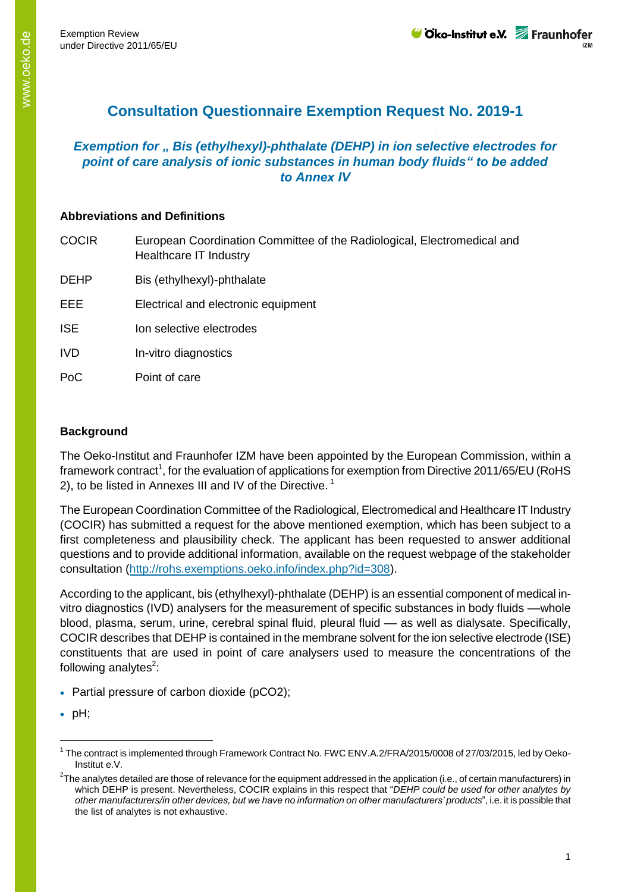# Consultation Questionnaire Exemption Request No. 2019-1

## *Exemption for „ Bis (ethylhexyl)-phthalate (DEHP) in ion selective electrodes for point of care analysis of ionic substances in human body fluids" to be added to Annex IV*

### Abbreviations and Definitions

| | |
|---|---|
| COCIR | European Coordination Committee of the Radiological, Electromedical and Healthcare IT Industry |
| DEHP | Bis (ethylhexyl)-phthalate |
| EEE | Electrical and electronic equipment |
| ISE | Ion selective electrodes |
| IVD | In-vitro diagnostics |
| PoC | Point of care |

### Background

The Oeko-Institut and Fraunhofer IZM have been appointed by the European Commission, within a framework contract[1], for the evaluation of applications for exemption from Directive 2011/65/EU (RoHS 2), to be listed in Annexes III and IV of the Directive. [1]

The European Coordination Committee of the Radiological, Electromedical and Healthcare IT Industry (COCIR) has submitted a request for the above mentioned exemption, which has been subject to a first completeness and plausibility check. The applicant has been requested to answer additional questions and to provide additional information, available on the request webpage of the stakeholder consultation (http://rohs.exemptions.oeko.info/index.php?id=308).

According to the applicant, bis (ethylhexyl)-phthalate (DEHP) is an essential component of medical in-vitro diagnostics (IVD) analysers for the measurement of specific substances in body fluids —whole blood, plasma, serum, urine, cerebral spinal fluid, pleural fluid — as well as dialysate. Specifically, COCIR describes that DEHP is contained in the membrane solvent for the ion selective electrode (ISE) constituents that are used in point of care analysers used to measure the concentrations of the following analytes[2]:

- Partial pressure of carbon dioxide (p$CO_2$);
- pH;

[1] The contract is implemented through Framework Contract No. FWC ENV.A.2/FRA/2015/0008 of 27/03/2015, led by Oeko-Institut e.V.

[2] The analytes detailed are those of relevance for the equipment addressed in the application (i.e., of certain manufacturers) in which DEHP is present. Nevertheless, COCIR explains in this respect that "*DEHP could be used for other analytes by other manufacturers/in other devices, but we have no information on other manufacturers' products*", i.e. it is possible that the list of analytes is not exhaustive.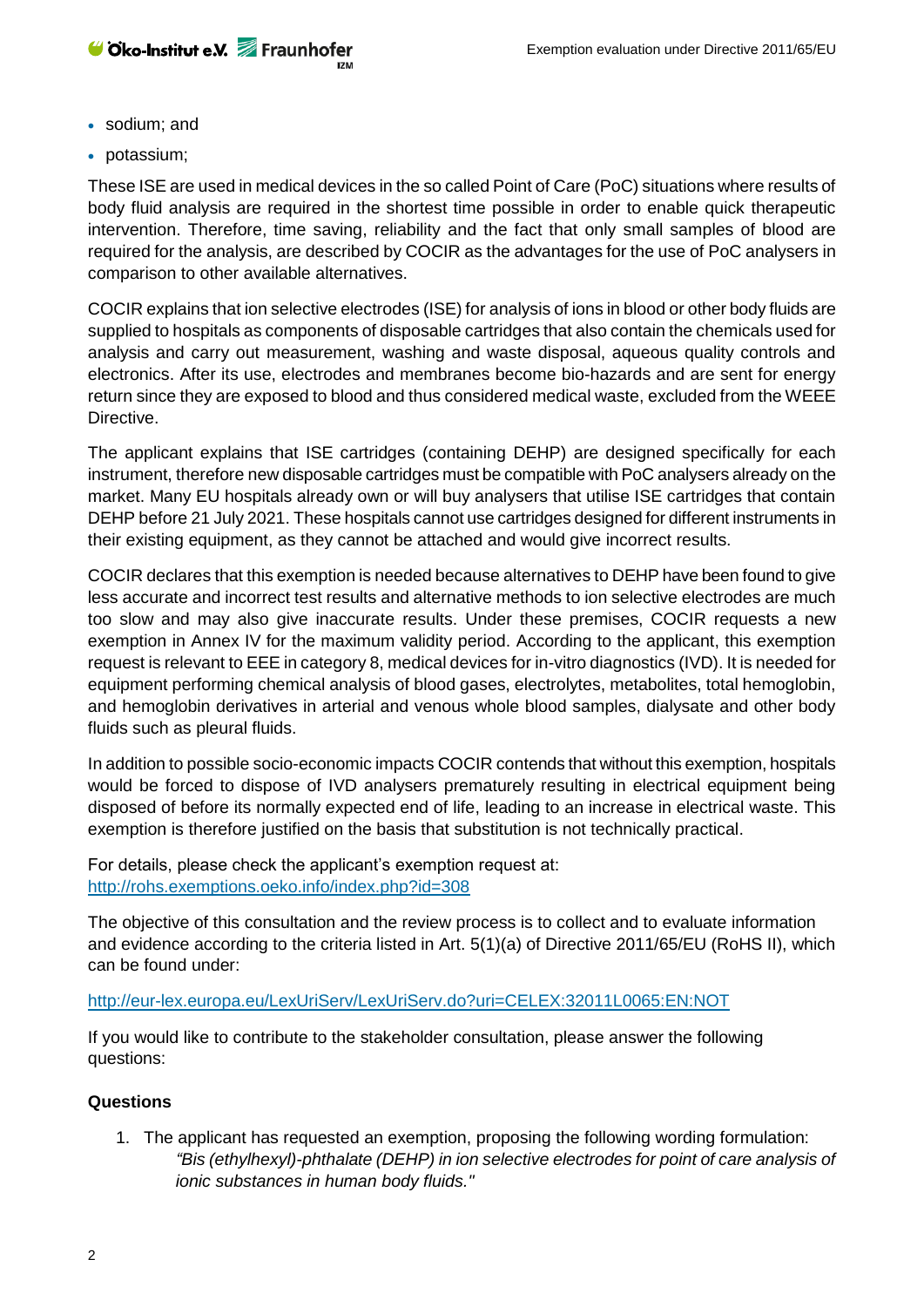- sodium; and
- potassium;

These ISE are used in medical devices in the so called Point of Care (PoC) situations where results of body fluid analysis are required in the shortest time possible in order to enable quick therapeutic intervention. Therefore, time saving, reliability and the fact that only small samples of blood are required for the analysis, are described by COCIR as the advantages for the use of PoC analysers in comparison to other available alternatives.

COCIR explains that ion selective electrodes (ISE) for analysis of ions in blood or other body fluids are supplied to hospitals as components of disposable cartridges that also contain the chemicals used for analysis and carry out measurement, washing and waste disposal, aqueous quality controls and electronics. After its use, electrodes and membranes become bio-hazards and are sent for energy return since they are exposed to blood and thus considered medical waste, excluded from the WEEE Directive.

The applicant explains that ISE cartridges (containing DEHP) are designed specifically for each instrument, therefore new disposable cartridges must be compatible with PoC analysers already on the market. Many EU hospitals already own or will buy analysers that utilise ISE cartridges that contain DEHP before 21 July 2021. These hospitals cannot use cartridges designed for different instruments in their existing equipment, as they cannot be attached and would give incorrect results.

COCIR declares that this exemption is needed because alternatives to DEHP have been found to give less accurate and incorrect test results and alternative methods to ion selective electrodes are much too slow and may also give inaccurate results. Under these premises, COCIR requests a new exemption in Annex IV for the maximum validity period. According to the applicant, this exemption request is relevant to EEE in category 8, medical devices for in-vitro diagnostics (IVD). It is needed for equipment performing chemical analysis of blood gases, electrolytes, metabolites, total hemoglobin, and hemoglobin derivatives in arterial and venous whole blood samples, dialysate and other body fluids such as pleural fluids.

In addition to possible socio-economic impacts COCIR contends that without this exemption, hospitals would be forced to dispose of IVD analysers prematurely resulting in electrical equipment being disposed of before its normally expected end of life, leading to an increase in electrical waste. This exemption is therefore justified on the basis that substitution is not technically practical.

For details, please check the applicant's exemption request at:
http://rohs.exemptions.oeko.info/index.php?id=308

The objective of this consultation and the review process is to collect and to evaluate information and evidence according to the criteria listed in Art. 5(1)(a) of Directive 2011/65/EU (RoHS II), which can be found under:

http://eur-lex.europa.eu/LexUriServ/LexUriServ.do?uri=CELEX:32011L0065:EN:NOT

If you would like to contribute to the stakeholder consultation, please answer the following questions:

**Questions**

1. The applicant has requested an exemption, proposing the following wording formulation:
   *"Bis (ethylhexyl)-phthalate (DEHP) in ion selective electrodes for point of care analysis of ionic substances in human body fluids."*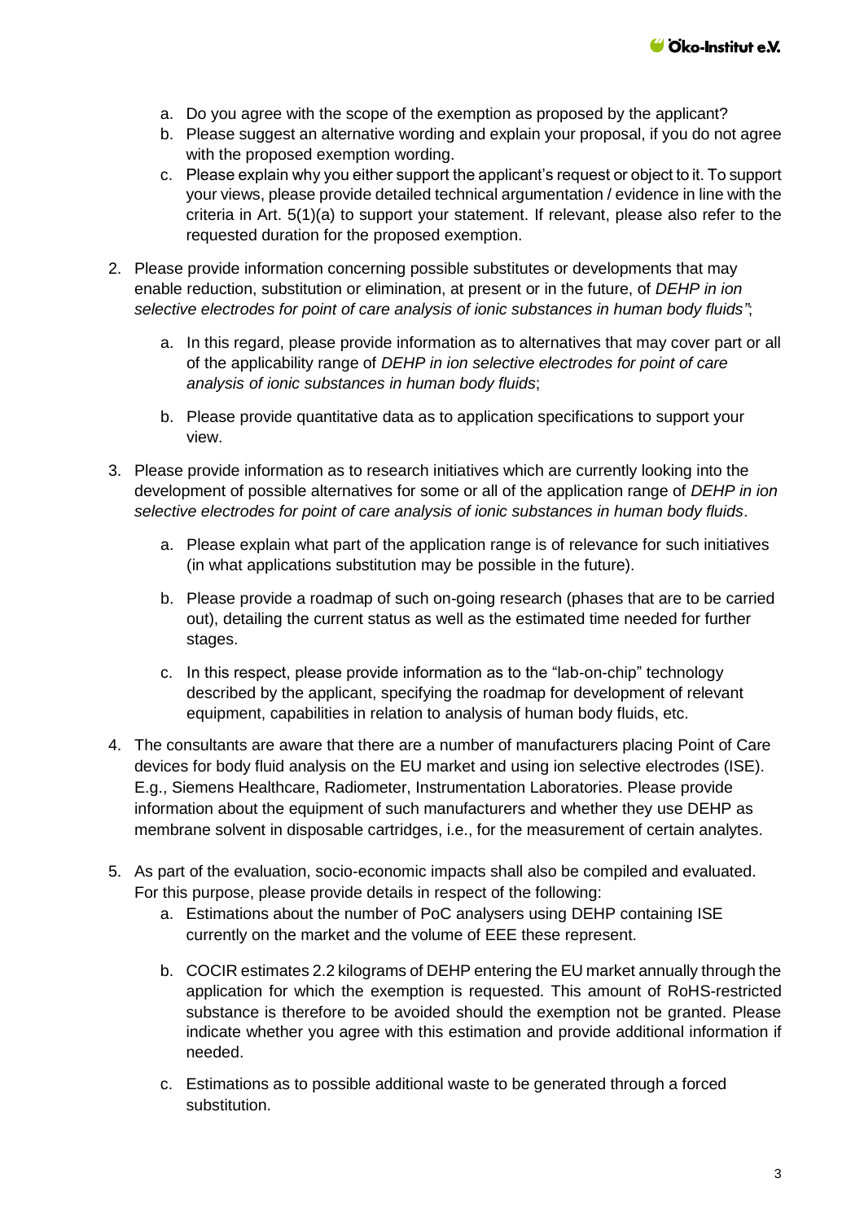a. Do you agree with the scope of the exemption as proposed by the applicant?
   b. Please suggest an alternative wording and explain your proposal, if you do not agree with the proposed exemption wording.
   c. Please explain why you either support the applicant's request or object to it. To support your views, please provide detailed technical argumentation / evidence in line with the criteria in Art. 5(1)(a) to support your statement. If relevant, please also refer to the requested duration for the proposed exemption.

2. Please provide information concerning possible substitutes or developments that may enable reduction, substitution or elimination, at present or in the future, of *DEHP in ion selective electrodes for point of care analysis of ionic substances in human body fluids"*;

   a. In this regard, please provide information as to alternatives that may cover part or all of the applicability range of *DEHP in ion selective electrodes for point of care analysis of ionic substances in human body fluids*;

   b. Please provide quantitative data as to application specifications to support your view.

3. Please provide information as to research initiatives which are currently looking into the development of possible alternatives for some or all of the application range of *DEHP in ion selective electrodes for point of care analysis of ionic substances in human body fluids*.

   a. Please explain what part of the application range is of relevance for such initiatives (in what applications substitution may be possible in the future).

   b. Please provide a roadmap of such on-going research (phases that are to be carried out), detailing the current status as well as the estimated time needed for further stages.

   c. In this respect, please provide information as to the "lab-on-chip" technology described by the applicant, specifying the roadmap for development of relevant equipment, capabilities in relation to analysis of human body fluids, etc.

4. The consultants are aware that there are a number of manufacturers placing Point of Care devices for body fluid analysis on the EU market and using ion selective electrodes (ISE). E.g., Siemens Healthcare, Radiometer, Instrumentation Laboratories. Please provide information about the equipment of such manufacturers and whether they use DEHP as membrane solvent in disposable cartridges, i.e., for the measurement of certain analytes.

5. As part of the evaluation, socio-economic impacts shall also be compiled and evaluated. For this purpose, please provide details in respect of the following:
   a. Estimations about the number of PoC analysers using DEHP containing ISE currently on the market and the volume of EEE these represent.

   b. COCIR estimates 2.2 kilograms of DEHP entering the EU market annually through the application for which the exemption is requested. This amount of RoHS-restricted substance is therefore to be avoided should the exemption not be granted. Please indicate whether you agree with this estimation and provide additional information if needed.

   c. Estimations as to possible additional waste to be generated through a forced substitution.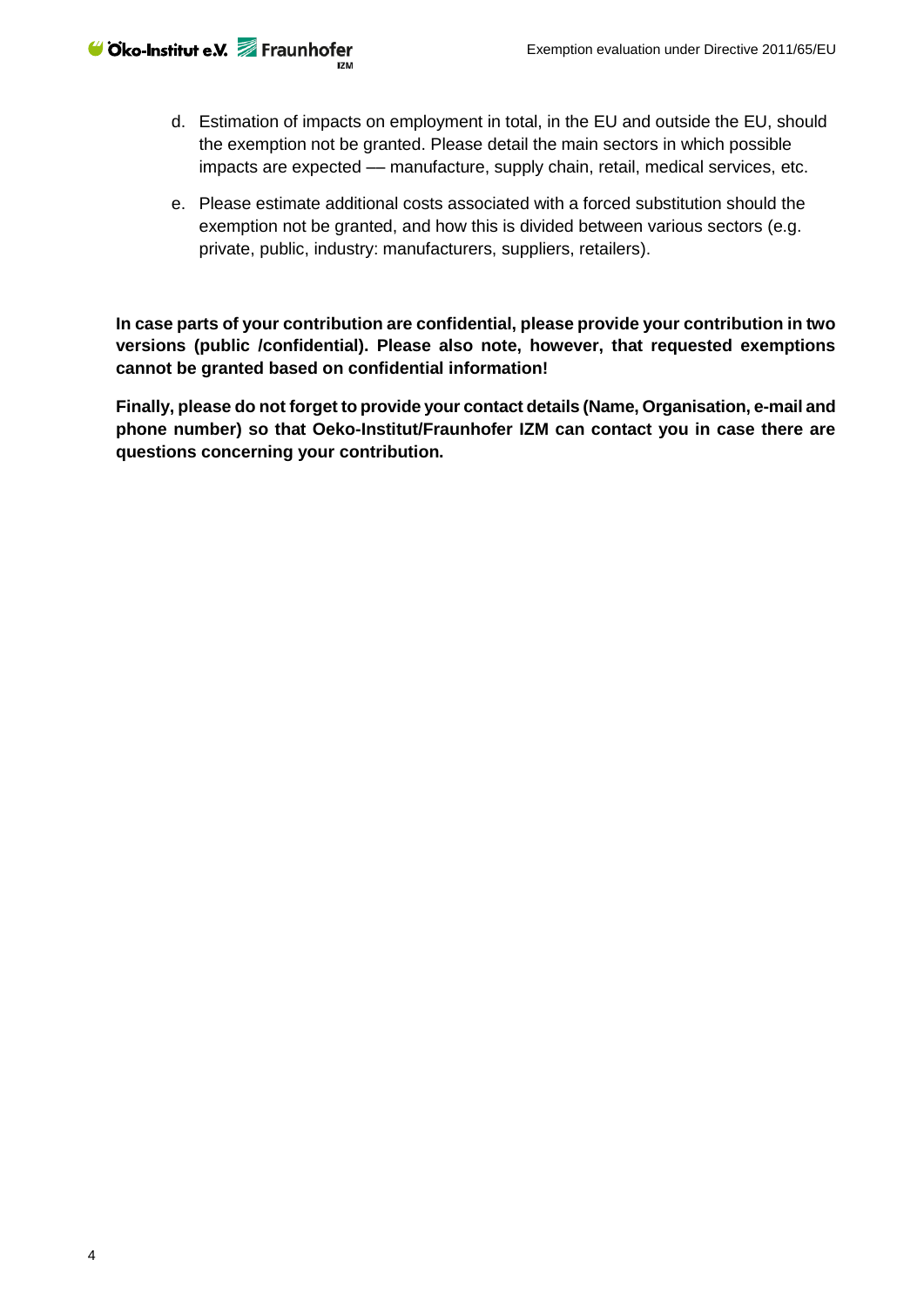d. Estimation of impacts on employment in total, in the EU and outside the EU, should the exemption not be granted. Please detail the main sectors in which possible impacts are expected — manufacture, supply chain, retail, medical services, etc.

e. Please estimate additional costs associated with a forced substitution should the exemption not be granted, and how this is divided between various sectors (e.g. private, public, industry: manufacturers, suppliers, retailers).

**In case parts of your contribution are confidential, please provide your contribution in two versions (public /confidential). Please also note, however, that requested exemptions cannot be granted based on confidential information!**

**Finally, please do not forget to provide your contact details (Name, Organisation, e-mail and phone number) so that Oeko-Institut/Fraunhofer IZM can contact you in case there are questions concerning your contribution.**